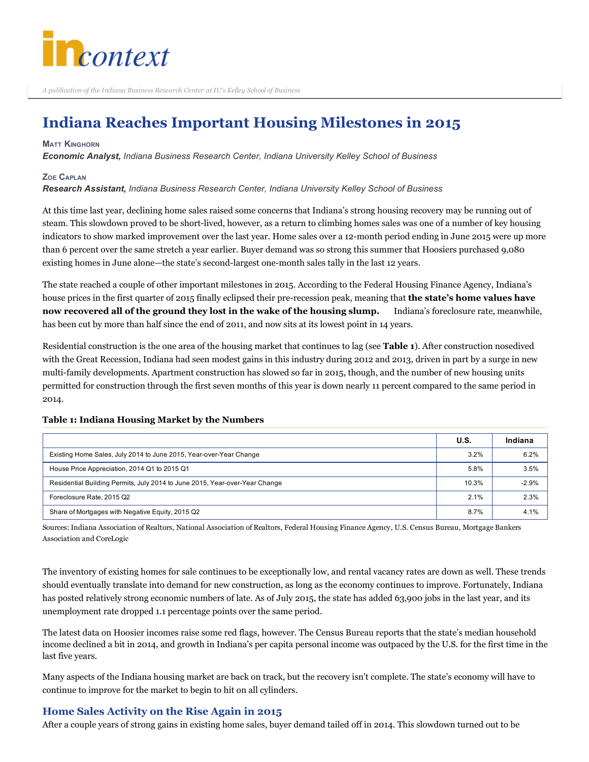# incontext

*A publication of the Indiana Business Research Center at IU's Kelley School of Business*

## Indiana Reaches Important Housing Milestones in 2015

**Matt Kinghorn**
***Economic Analyst,*** *Indiana Business Research Center, Indiana University Kelley School of Business*

**Zoe Caplan**
***Research Assistant,*** *Indiana Business Research Center, Indiana University Kelley School of Business*

At this time last year, declining home sales raised some concerns that Indiana's strong housing recovery may be running out of steam. This slowdown proved to be short-lived, however, as a return to climbing homes sales was one of a number of key housing indicators to show marked improvement over the last year. Home sales over a 12-month period ending in June 2015 were up more than 6 percent over the same stretch a year earlier. Buyer demand was so strong this summer that Hoosiers purchased 9,080 existing homes in June alone—the state's second-largest one-month sales tally in the last 12 years.

The state reached a couple of other important milestones in 2015. According to the Federal Housing Finance Agency, Indiana's house prices in the first quarter of 2015 finally eclipsed their pre-recession peak, meaning that **the state's home values have now recovered all of the ground they lost in the wake of the housing slump.** Indiana's foreclosure rate, meanwhile, has been cut by more than half since the end of 2011, and now sits at its lowest point in 14 years.

Residential construction is the one area of the housing market that continues to lag (see **Table 1**). After construction nosedived with the Great Recession, Indiana had seen modest gains in this industry during 2012 and 2013, driven in part by a surge in new multi-family developments. Apartment construction has slowed so far in 2015, though, and the number of new housing units permitted for construction through the first seven months of this year is down nearly 11 percent compared to the same period in 2014.

**Table 1: Indiana Housing Market by the Numbers**

| | U.S. | Indiana |
|---|---|---|
| Existing Home Sales, July 2014 to June 2015, Year-over-Year Change | 3.2% | 6.2% |
| House Price Appreciation, 2014 Q1 to 2015 Q1 | 5.8% | 3.5% |
| Residential Building Permits, July 2014 to June 2015, Year-over-Year Change | 10.3% | -2.9% |
| Foreclosure Rate, 2015 Q2 | 2.1% | 2.3% |
| Share of Mortgages with Negative Equity, 2015 Q2 | 8.7% | 4.1% |

Sources: Indiana Association of Realtors, National Association of Realtors, Federal Housing Finance Agency, U.S. Census Bureau, Mortgage Bankers Association and CoreLogic

The inventory of existing homes for sale continues to be exceptionally low, and rental vacancy rates are down as well. These trends should eventually translate into demand for new construction, as long as the economy continues to improve. Fortunately, Indiana has posted relatively strong economic numbers of late. As of July 2015, the state has added 63,900 jobs in the last year, and its unemployment rate dropped 1.1 percentage points over the same period.

The latest data on Hoosier incomes raise some red flags, however. The Census Bureau reports that the state's median household income declined a bit in 2014, and growth in Indiana's per capita personal income was outpaced by the U.S. for the first time in the last five years.

Many aspects of the Indiana housing market are back on track, but the recovery isn't complete. The state's economy will have to continue to improve for the market to begin to hit on all cylinders.

### Home Sales Activity on the Rise Again in 2015

After a couple years of strong gains in existing home sales, buyer demand tailed off in 2014. This slowdown turned out to be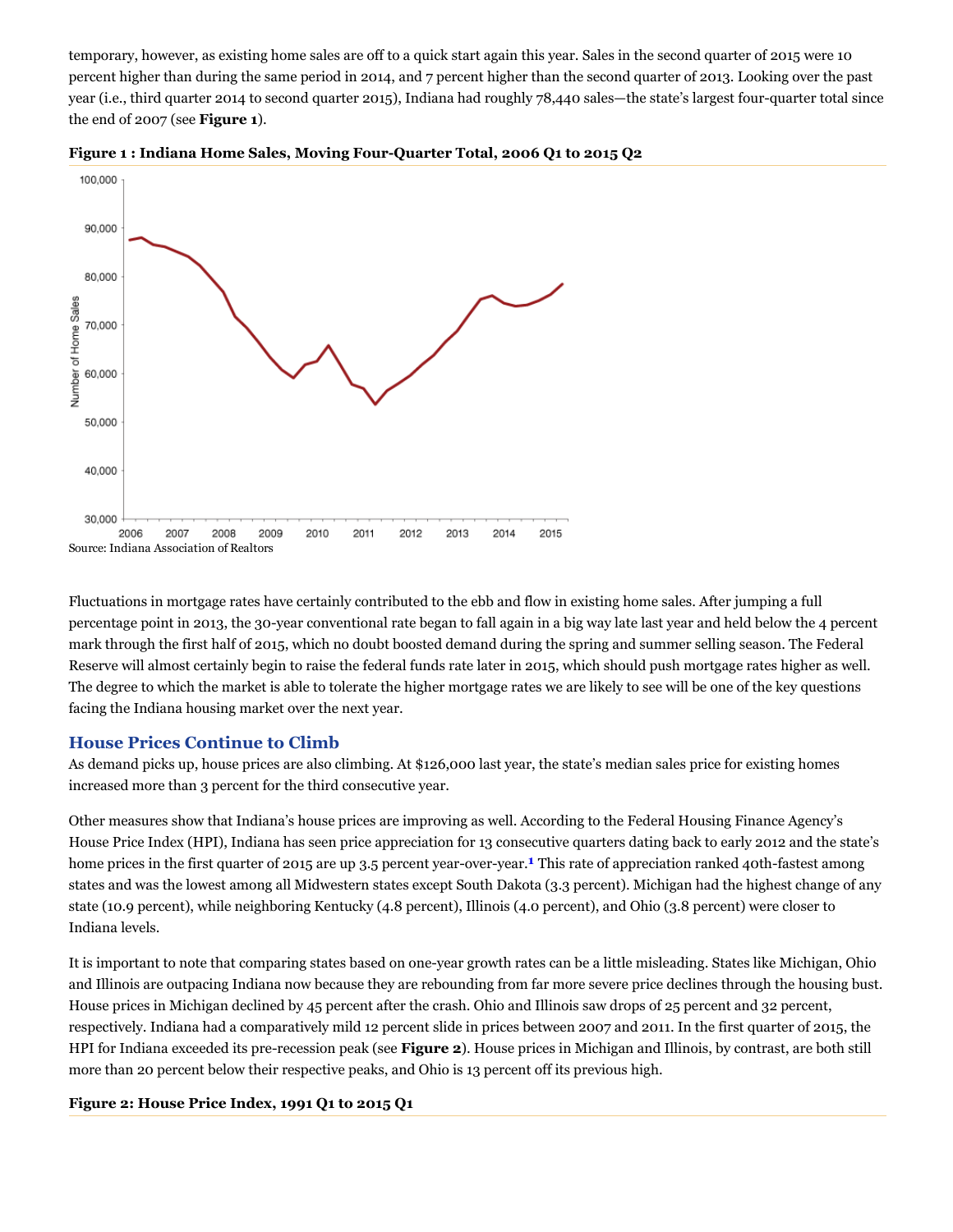temporary, however, as existing home sales are off to a quick start again this year. Sales in the second quarter of 2015 were 10 percent higher than during the same period in 2014, and 7 percent higher than the second quarter of 2013. Looking over the past year (i.e., third quarter 2014 to second quarter 2015), Indiana had roughly 78,440 sales—the state's largest four-quarter total since the end of 2007 (see **Figure 1**).

**Figure 1 : Indiana Home Sales, Moving Four-Quarter Total, 2006 Q1 to 2015 Q2**

Source: Indiana Association of Realtors

Fluctuations in mortgage rates have certainly contributed to the ebb and flow in existing home sales. After jumping a full percentage point in 2013, the 30-year conventional rate began to fall again in a big way late last year and held below the 4 percent mark through the first half of 2015, which no doubt boosted demand during the spring and summer selling season. The Federal Reserve will almost certainly begin to raise the federal funds rate later in 2015, which should push mortgage rates higher as well. The degree to which the market is able to tolerate the higher mortgage rates we are likely to see will be one of the key questions facing the Indiana housing market over the next year.

## House Prices Continue to Climb

As demand picks up, house prices are also climbing. At $126,000 last year, the state's median sales price for existing homes increased more than 3 percent for the third consecutive year.

Other measures show that Indiana's house prices are improving as well. According to the Federal Housing Finance Agency's House Price Index (HPI), Indiana has seen price appreciation for 13 consecutive quarters dating back to early 2012 and the state's home prices in the first quarter of 2015 are up 3.5 percent year-over-year.[1] This rate of appreciation ranked 40th-fastest among states and was the lowest among all Midwestern states except South Dakota (3.3 percent). Michigan had the highest change of any state (10.9 percent), while neighboring Kentucky (4.8 percent), Illinois (4.0 percent), and Ohio (3.8 percent) were closer to Indiana levels.

It is important to note that comparing states based on one-year growth rates can be a little misleading. States like Michigan, Ohio and Illinois are outpacing Indiana now because they are rebounding from far more severe price declines through the housing bust. House prices in Michigan declined by 45 percent after the crash. Ohio and Illinois saw drops of 25 percent and 32 percent, respectively. Indiana had a comparatively mild 12 percent slide in prices between 2007 and 2011. In the first quarter of 2015, the HPI for Indiana exceeded its pre-recession peak (see **Figure 2**). House prices in Michigan and Illinois, by contrast, are both still more than 20 percent below their respective peaks, and Ohio is 13 percent off its previous high.

**Figure 2: House Price Index, 1991 Q1 to 2015 Q1**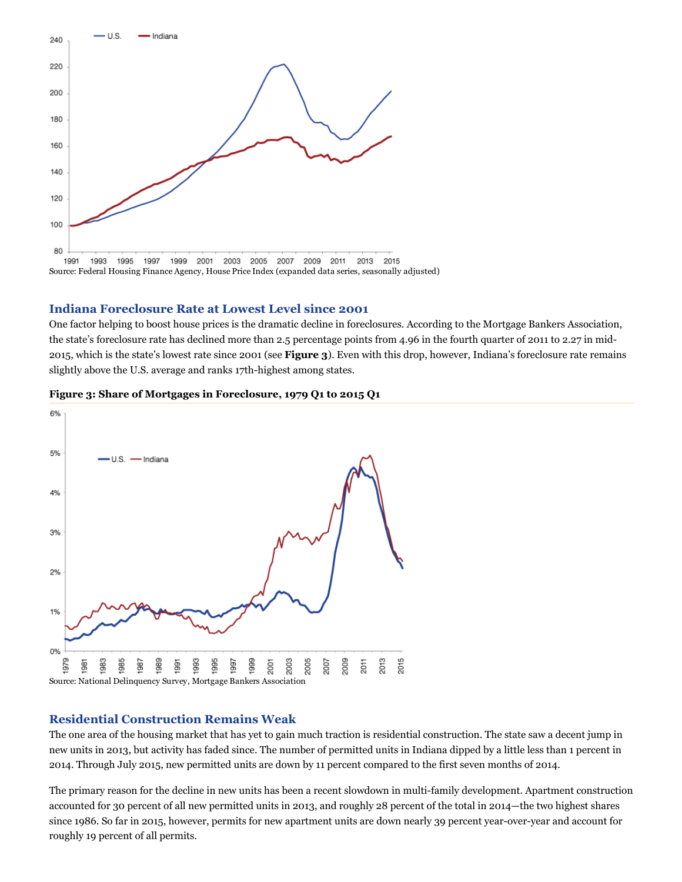Source: Federal Housing Finance Agency, House Price Index (expanded data series, seasonally adjusted)

## Indiana Foreclosure Rate at Lowest Level since 2001

One factor helping to boost house prices is the dramatic decline in foreclosures. According to the Mortgage Bankers Association, the state's foreclosure rate has declined more than 2.5 percentage points from 4.96 in the fourth quarter of 2011 to 2.27 in mid-2015, which is the state's lowest rate since 2001 (see **Figure 3**). Even with this drop, however, Indiana's foreclosure rate remains slightly above the U.S. average and ranks 17th-highest among states.

**Figure 3: Share of Mortgages in Foreclosure, 1979 Q1 to 2015 Q1**

Source: National Delinquency Survey, Mortgage Bankers Association

## Residential Construction Remains Weak

The one area of the housing market that has yet to gain much traction is residential construction. The state saw a decent jump in new units in 2013, but activity has faded since. The number of permitted units in Indiana dipped by a little less than 1 percent in 2014. Through July 2015, new permitted units are down by 11 percent compared to the first seven months of 2014.

The primary reason for the decline in new units has been a recent slowdown in multi-family development. Apartment construction accounted for 30 percent of all new permitted units in 2013, and roughly 28 percent of the total in 2014—the two highest shares since 1986. So far in 2015, however, permits for new apartment units are down nearly 39 percent year-over-year and account for roughly 19 percent of all permits.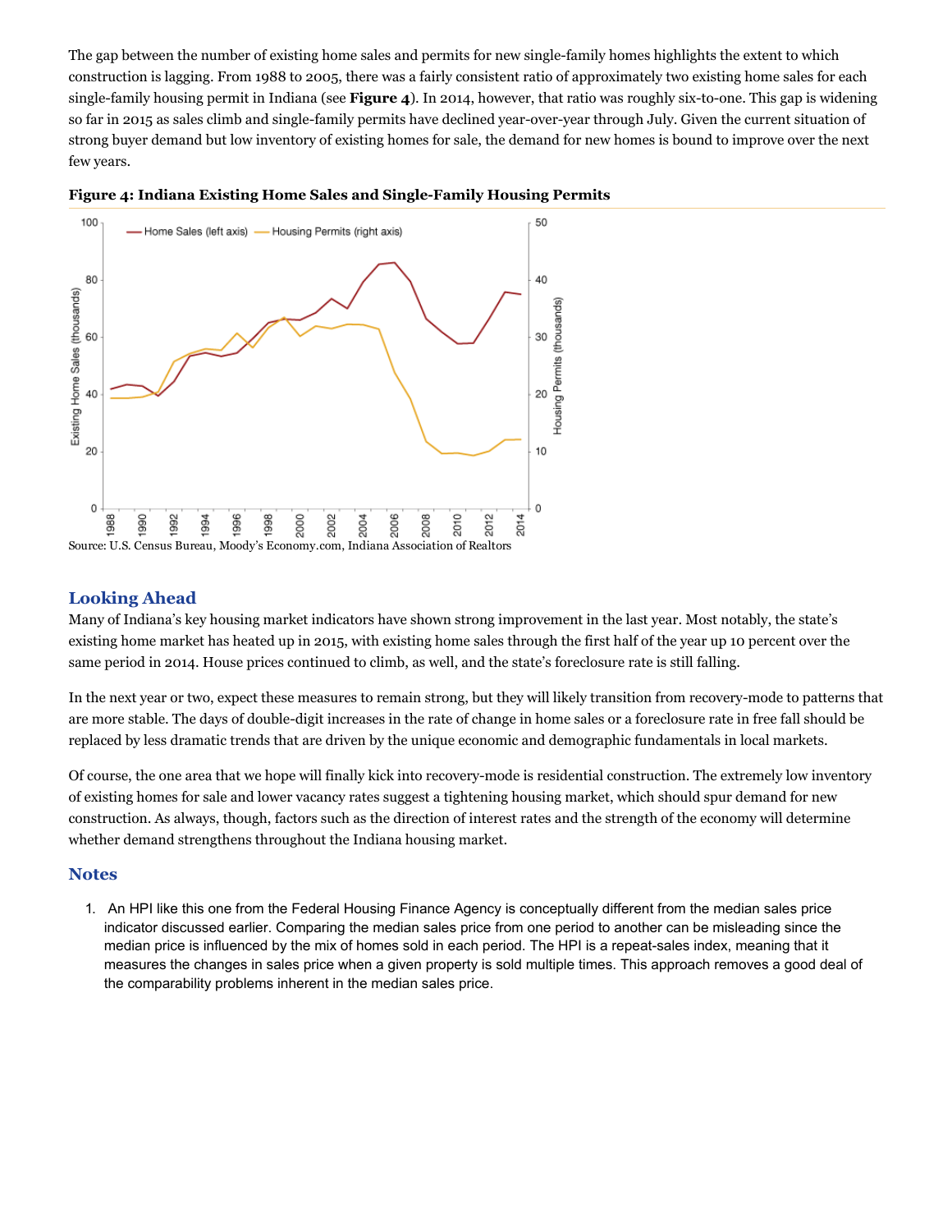The gap between the number of existing home sales and permits for new single-family homes highlights the extent to which construction is lagging. From 1988 to 2005, there was a fairly consistent ratio of approximately two existing home sales for each single-family housing permit in Indiana (see **Figure 4**). In 2014, however, that ratio was roughly six-to-one. This gap is widening so far in 2015 as sales climb and single-family permits have declined year-over-year through July. Given the current situation of strong buyer demand but low inventory of existing homes for sale, the demand for new homes is bound to improve over the next few years.

**Figure 4: Indiana Existing Home Sales and Single-Family Housing Permits**

Source: U.S. Census Bureau, Moody's Economy.com, Indiana Association of Realtors

## Looking Ahead

Many of Indiana's key housing market indicators have shown strong improvement in the last year. Most notably, the state's existing home market has heated up in 2015, with existing home sales through the first half of the year up 10 percent over the same period in 2014. House prices continued to climb, as well, and the state's foreclosure rate is still falling.

In the next year or two, expect these measures to remain strong, but they will likely transition from recovery-mode to patterns that are more stable. The days of double-digit increases in the rate of change in home sales or a foreclosure rate in free fall should be replaced by less dramatic trends that are driven by the unique economic and demographic fundamentals in local markets.

Of course, the one area that we hope will finally kick into recovery-mode is residential construction. The extremely low inventory of existing homes for sale and lower vacancy rates suggest a tightening housing market, which should spur demand for new construction. As always, though, factors such as the direction of interest rates and the strength of the economy will determine whether demand strengthens throughout the Indiana housing market.

## Notes

1. An HPI like this one from the Federal Housing Finance Agency is conceptually different from the median sales price indicator discussed earlier. Comparing the median sales price from one period to another can be misleading since the median price is influenced by the mix of homes sold in each period. The HPI is a repeat-sales index, meaning that it measures the changes in sales price when a given property is sold multiple times. This approach removes a good deal of the comparability problems inherent in the median sales price.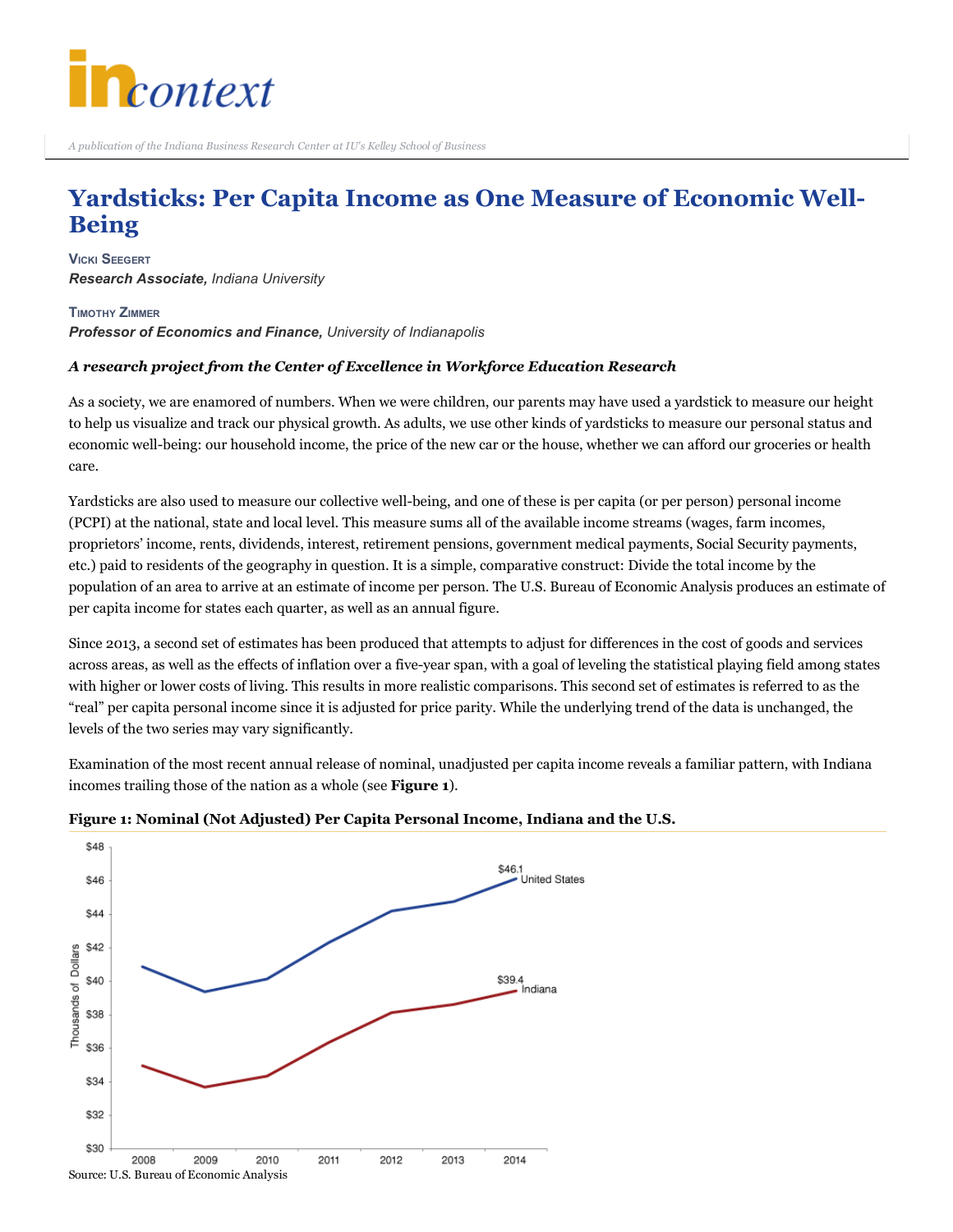![inContext logo]

*A publication of the Indiana Business Research Center at IU's Kelley School of Business*

# Yardsticks: Per Capita Income as One Measure of Economic Well-Being

**Vicki Seegert**
***Research Associate,*** *Indiana University*

**Timothy Zimmer**
***Professor of Economics and Finance,*** *University of Indianapolis*

***A research project from the Center of Excellence in Workforce Education Research***

As a society, we are enamored of numbers. When we were children, our parents may have used a yardstick to measure our height to help us visualize and track our physical growth. As adults, we use other kinds of yardsticks to measure our personal status and economic well-being: our household income, the price of the new car or the house, whether we can afford our groceries or health care.

Yardsticks are also used to measure our collective well-being, and one of these is per capita (or per person) personal income (PCPI) at the national, state and local level. This measure sums all of the available income streams (wages, farm incomes, proprietors' income, rents, dividends, interest, retirement pensions, government medical payments, Social Security payments, etc.) paid to residents of the geography in question. It is a simple, comparative construct: Divide the total income by the population of an area to arrive at an estimate of income per person. The U.S. Bureau of Economic Analysis produces an estimate of per capita income for states each quarter, as well as an annual figure.

Since 2013, a second set of estimates has been produced that attempts to adjust for differences in the cost of goods and services across areas, as well as the effects of inflation over a five-year span, with a goal of leveling the statistical playing field among states with higher or lower costs of living. This results in more realistic comparisons. This second set of estimates is referred to as the "real" per capita personal income since it is adjusted for price parity. While the underlying trend of the data is unchanged, the levels of the two series may vary significantly.

Examination of the most recent annual release of nominal, unadjusted per capita income reveals a familiar pattern, with Indiana incomes trailing those of the nation as a whole (see **Figure 1**).

**Figure 1: Nominal (Not Adjusted) Per Capita Personal Income, Indiana and the U.S.**

Source: U.S. Bureau of Economic Analysis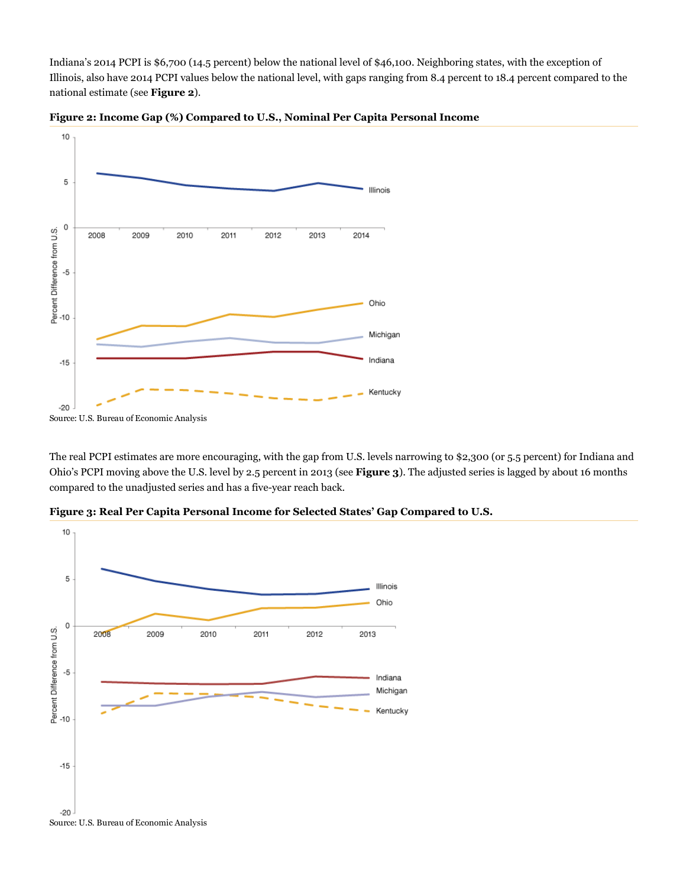Indiana's 2014 PCPI is $6,700 (14.5 percent) below the national level of $46,100. Neighboring states, with the exception of Illinois, also have 2014 PCPI values below the national level, with gaps ranging from 8.4 percent to 18.4 percent compared to the national estimate (see **Figure 2**).

**Figure 2: Income Gap (%) Compared to U.S., Nominal Per Capita Personal Income**

Source: U.S. Bureau of Economic Analysis

The real PCPI estimates are more encouraging, with the gap from U.S. levels narrowing to $2,300 (or 5.5 percent) for Indiana and Ohio's PCPI moving above the U.S. level by 2.5 percent in 2013 (see **Figure 3**). The adjusted series is lagged by about 16 months compared to the unadjusted series and has a five-year reach back.

**Figure 3: Real Per Capita Personal Income for Selected States' Gap Compared to U.S.**

Source: U.S. Bureau of Economic Analysis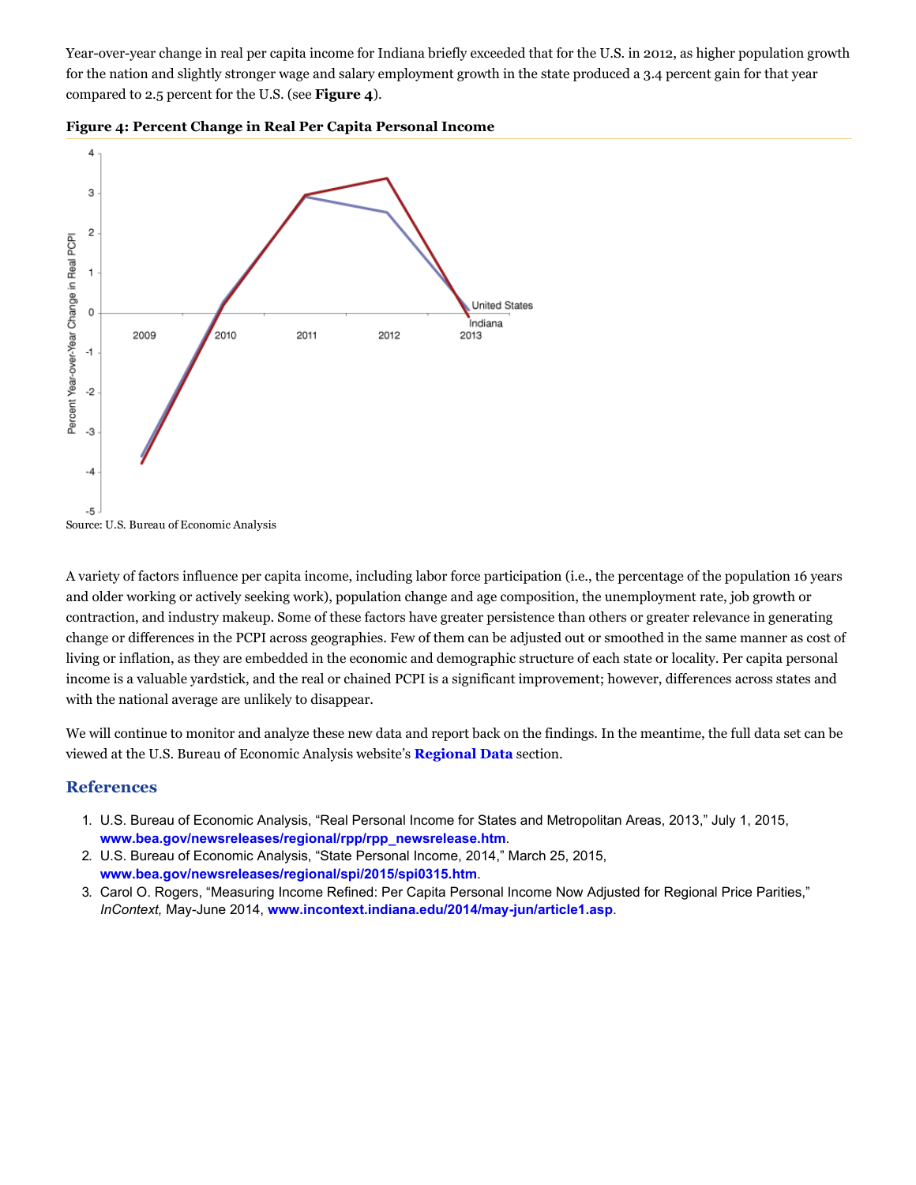Year-over-year change in real per capita income for Indiana briefly exceeded that for the U.S. in 2012, as higher population growth for the nation and slightly stronger wage and salary employment growth in the state produced a 3.4 percent gain for that year compared to 2.5 percent for the U.S. (see **Figure 4**).

**Figure 4: Percent Change in Real Per Capita Personal Income**

Percent Year-over-Year Change in Real PCPI

4
3
2
1
0
-1
-2
-3
-4
-5

2009
2010
2011
2012
2013

United States
Indiana

Source: U.S. Bureau of Economic Analysis

A variety of factors influence per capita income, including labor force participation (i.e., the percentage of the population 16 years and older working or actively seeking work), population change and age composition, the unemployment rate, job growth or contraction, and industry makeup. Some of these factors have greater persistence than others or greater relevance in generating change or differences in the PCPI across geographies. Few of them can be adjusted out or smoothed in the same manner as cost of living or inflation, as they are embedded in the economic and demographic structure of each state or locality. Per capita personal income is a valuable yardstick, and the real or chained PCPI is a significant improvement; however, differences across states and with the national average are unlikely to disappear.

We will continue to monitor and analyze these new data and report back on the findings. In the meantime, the full data set can be viewed at the U.S. Bureau of Economic Analysis website's **Regional Data** section.

## References

1. U.S. Bureau of Economic Analysis, "Real Personal Income for States and Metropolitan Areas, 2013," July 1, 2015, **www.bea.gov/newsreleases/regional/rpp/rpp_newsrelease.htm**.
2. U.S. Bureau of Economic Analysis, "State Personal Income, 2014," March 25, 2015, **www.bea.gov/newsreleases/regional/spi/2015/spi0315.htm**.
3. Carol O. Rogers, "Measuring Income Refined: Per Capita Personal Income Now Adjusted for Regional Price Parities," *InContext,* May-June 2014, **www.incontext.indiana.edu/2014/may-jun/article1.asp**.